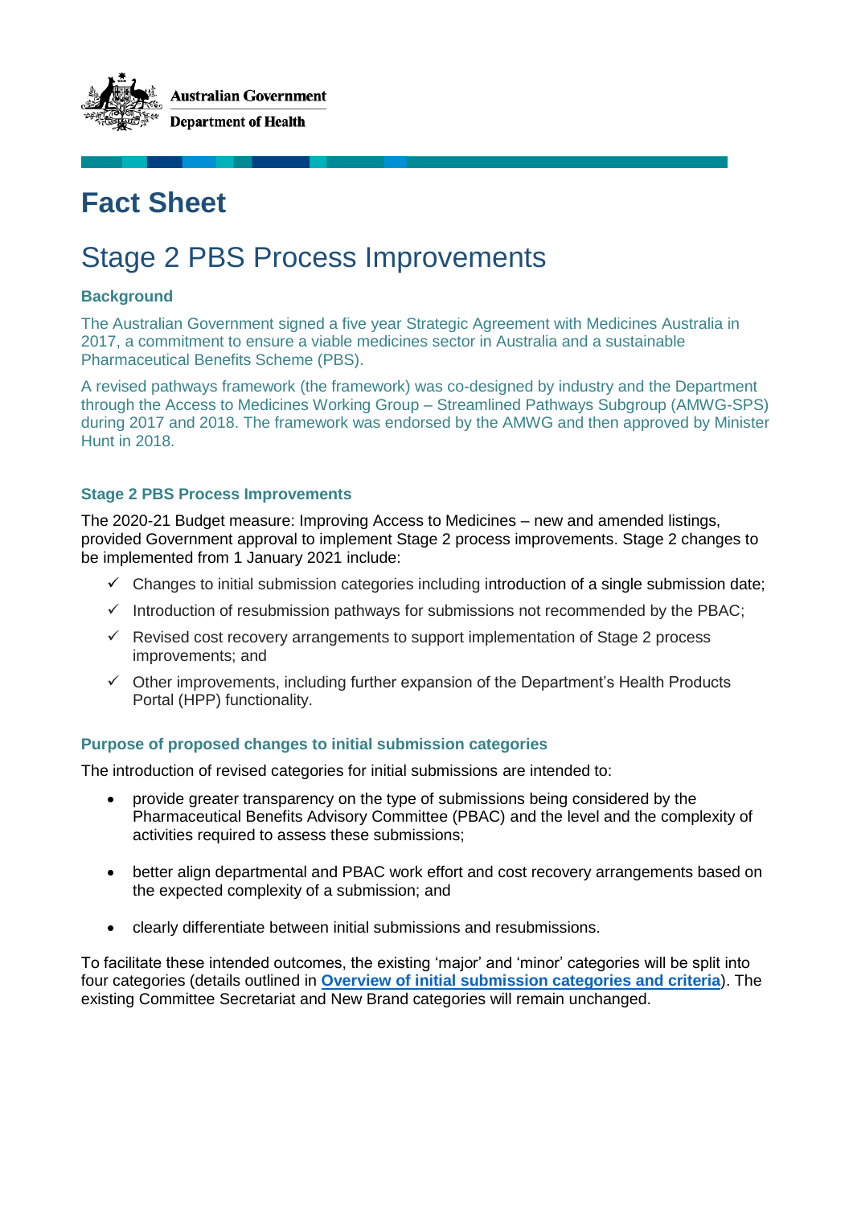Australian Government

Department of Health

# Fact Sheet

## Stage 2 PBS Process Improvements

### Background

The Australian Government signed a five year Strategic Agreement with Medicines Australia in 2017, a commitment to ensure a viable medicines sector in Australia and a sustainable Pharmaceutical Benefits Scheme (PBS).

A revised pathways framework (the framework) was co-designed by industry and the Department through the Access to Medicines Working Group – Streamlined Pathways Subgroup (AMWG-SPS) during 2017 and 2018. The framework was endorsed by the AMWG and then approved by Minister Hunt in 2018.

### Stage 2 PBS Process Improvements

The 2020-21 Budget measure: Improving Access to Medicines – new and amended listings, provided Government approval to implement Stage 2 process improvements. Stage 2 changes to be implemented from 1 January 2021 include:

- ✓ Changes to initial submission categories including introduction of a single submission date;
- ✓ Introduction of resubmission pathways for submissions not recommended by the PBAC;
- ✓ Revised cost recovery arrangements to support implementation of Stage 2 process improvements; and
- ✓ Other improvements, including further expansion of the Department's Health Products Portal (HPP) functionality.

### Purpose of proposed changes to initial submission categories

The introduction of revised categories for initial submissions are intended to:

- provide greater transparency on the type of submissions being considered by the Pharmaceutical Benefits Advisory Committee (PBAC) and the level and the complexity of activities required to assess these submissions;
- better align departmental and PBAC work effort and cost recovery arrangements based on the expected complexity of a submission; and
- clearly differentiate between initial submissions and resubmissions.

To facilitate these intended outcomes, the existing 'major' and 'minor' categories will be split into four categories (details outlined in **Overview of initial submission categories and criteria**). The existing Committee Secretariat and New Brand categories will remain unchanged.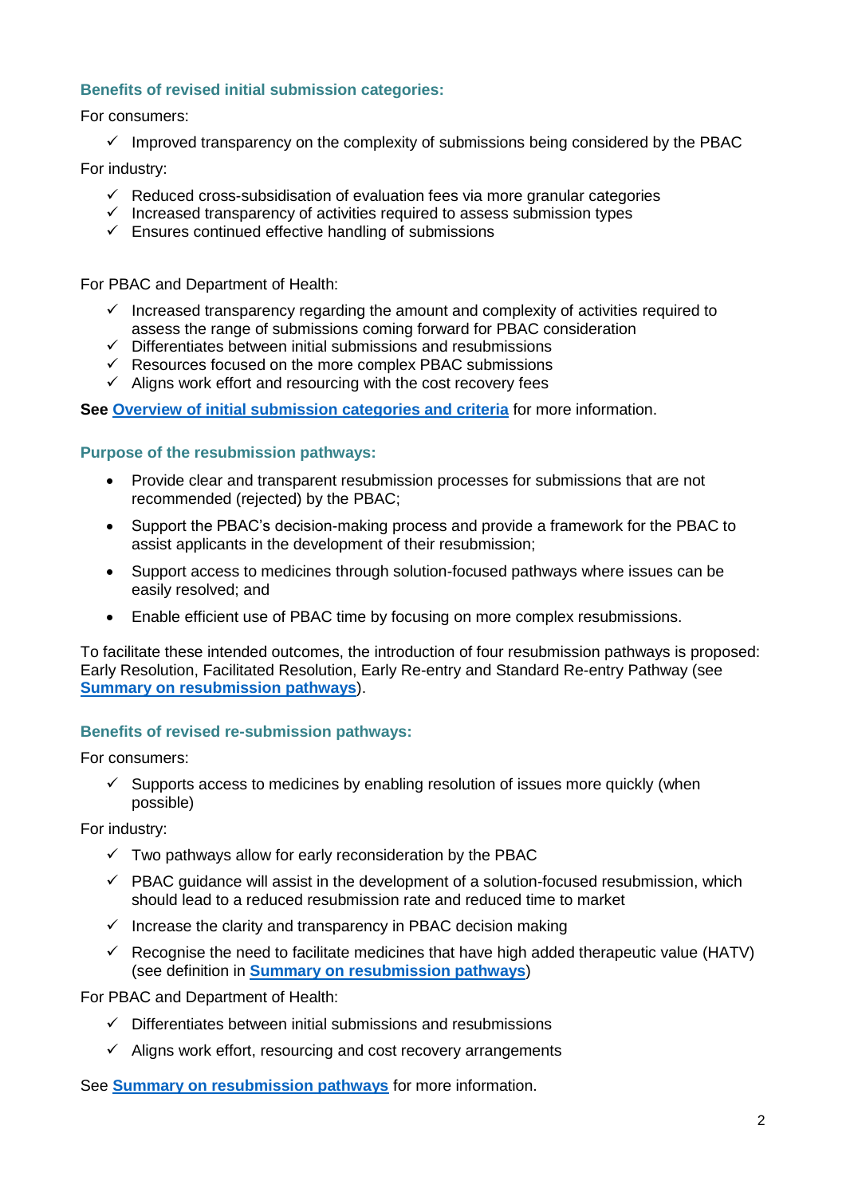### Benefits of revised initial submission categories:

For consumers:

- ✓ Improved transparency on the complexity of submissions being considered by the PBAC

For industry:

- ✓ Reduced cross-subsidisation of evaluation fees via more granular categories
- ✓ Increased transparency of activities required to assess submission types
- ✓ Ensures continued effective handling of submissions

For PBAC and Department of Health:

- ✓ Increased transparency regarding the amount and complexity of activities required to assess the range of submissions coming forward for PBAC consideration
- ✓ Differentiates between initial submissions and resubmissions
- ✓ Resources focused on the more complex PBAC submissions
- ✓ Aligns work effort and resourcing with the cost recovery fees

**See [Overview of initial submission categories and criteria]** for more information.

### Purpose of the resubmission pathways:

- Provide clear and transparent resubmission processes for submissions that are not recommended (rejected) by the PBAC;
- Support the PBAC's decision-making process and provide a framework for the PBAC to assist applicants in the development of their resubmission;
- Support access to medicines through solution-focused pathways where issues can be easily resolved; and
- Enable efficient use of PBAC time by focusing on more complex resubmissions.

To facilitate these intended outcomes, the introduction of four resubmission pathways is proposed: Early Resolution, Facilitated Resolution, Early Re-entry and Standard Re-entry Pathway (see **Summary on resubmission pathways**).

### Benefits of revised re-submission pathways:

For consumers:

- ✓ Supports access to medicines by enabling resolution of issues more quickly (when possible)

For industry:

- ✓ Two pathways allow for early reconsideration by the PBAC
- ✓ PBAC guidance will assist in the development of a solution-focused resubmission, which should lead to a reduced resubmission rate and reduced time to market
- ✓ Increase the clarity and transparency in PBAC decision making
- ✓ Recognise the need to facilitate medicines that have high added therapeutic value (HATV) (see definition in **Summary on resubmission pathways**)

For PBAC and Department of Health:

- ✓ Differentiates between initial submissions and resubmissions
- ✓ Aligns work effort, resourcing and cost recovery arrangements

See **Summary on resubmission pathways** for more information.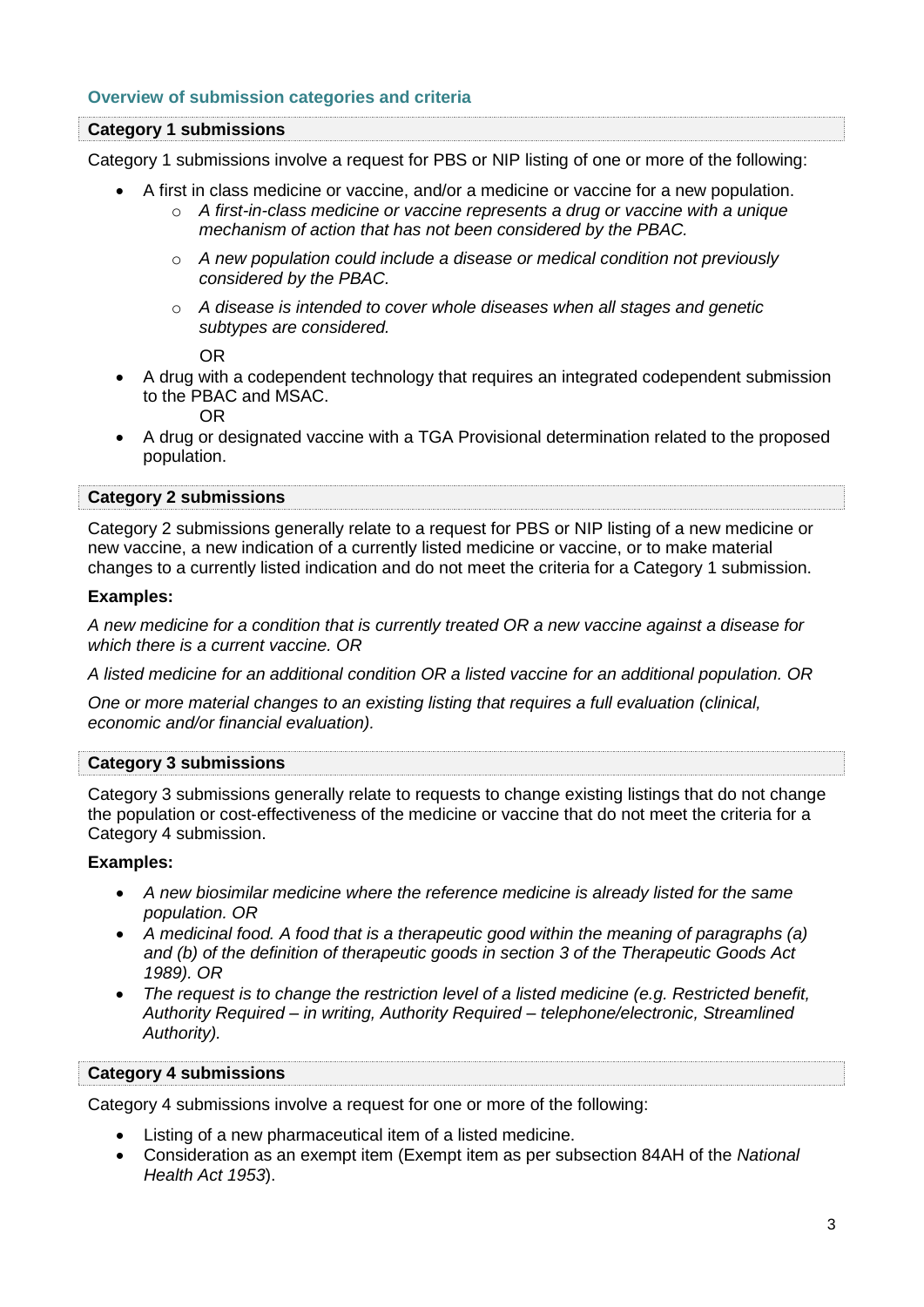### Overview of submission categories and criteria

#### Category 1 submissions

Category 1 submissions involve a request for PBS or NIP listing of one or more of the following:

- A first in class medicine or vaccine, and/or a medicine or vaccine for a new population.
    - *A first-in-class medicine or vaccine represents a drug or vaccine with a unique mechanism of action that has not been considered by the PBAC.*
    - *A new population could include a disease or medical condition not previously considered by the PBAC.*
    - *A disease is intended to cover whole diseases when all stages and genetic subtypes are considered.*

    OR
- A drug with a codependent technology that requires an integrated codependent submission to the PBAC and MSAC.

    OR
- A drug or designated vaccine with a TGA Provisional determination related to the proposed population.

#### Category 2 submissions

Category 2 submissions generally relate to a request for PBS or NIP listing of a new medicine or new vaccine, a new indication of a currently listed medicine or vaccine, or to make material changes to a currently listed indication and do not meet the criteria for a Category 1 submission.

**Examples:**

*A new medicine for a condition that is currently treated OR a new vaccine against a disease for which there is a current vaccine. OR*

*A listed medicine for an additional condition OR a listed vaccine for an additional population. OR*

*One or more material changes to an existing listing that requires a full evaluation (clinical, economic and/or financial evaluation).*

#### Category 3 submissions

Category 3 submissions generally relate to requests to change existing listings that do not change the population or cost-effectiveness of the medicine or vaccine that do not meet the criteria for a Category 4 submission.

**Examples:**

- *A new biosimilar medicine where the reference medicine is already listed for the same population. OR*
- *A medicinal food. A food that is a therapeutic good within the meaning of paragraphs (a) and (b) of the definition of therapeutic goods in section 3 of the Therapeutic Goods Act 1989). OR*
- *The request is to change the restriction level of a listed medicine (e.g. Restricted benefit, Authority Required – in writing, Authority Required – telephone/electronic, Streamlined Authority).*

#### Category 4 submissions

Category 4 submissions involve a request for one or more of the following:

- Listing of a new pharmaceutical item of a listed medicine.
- Consideration as an exempt item (Exempt item as per subsection 84AH of the *National Health Act 1953*).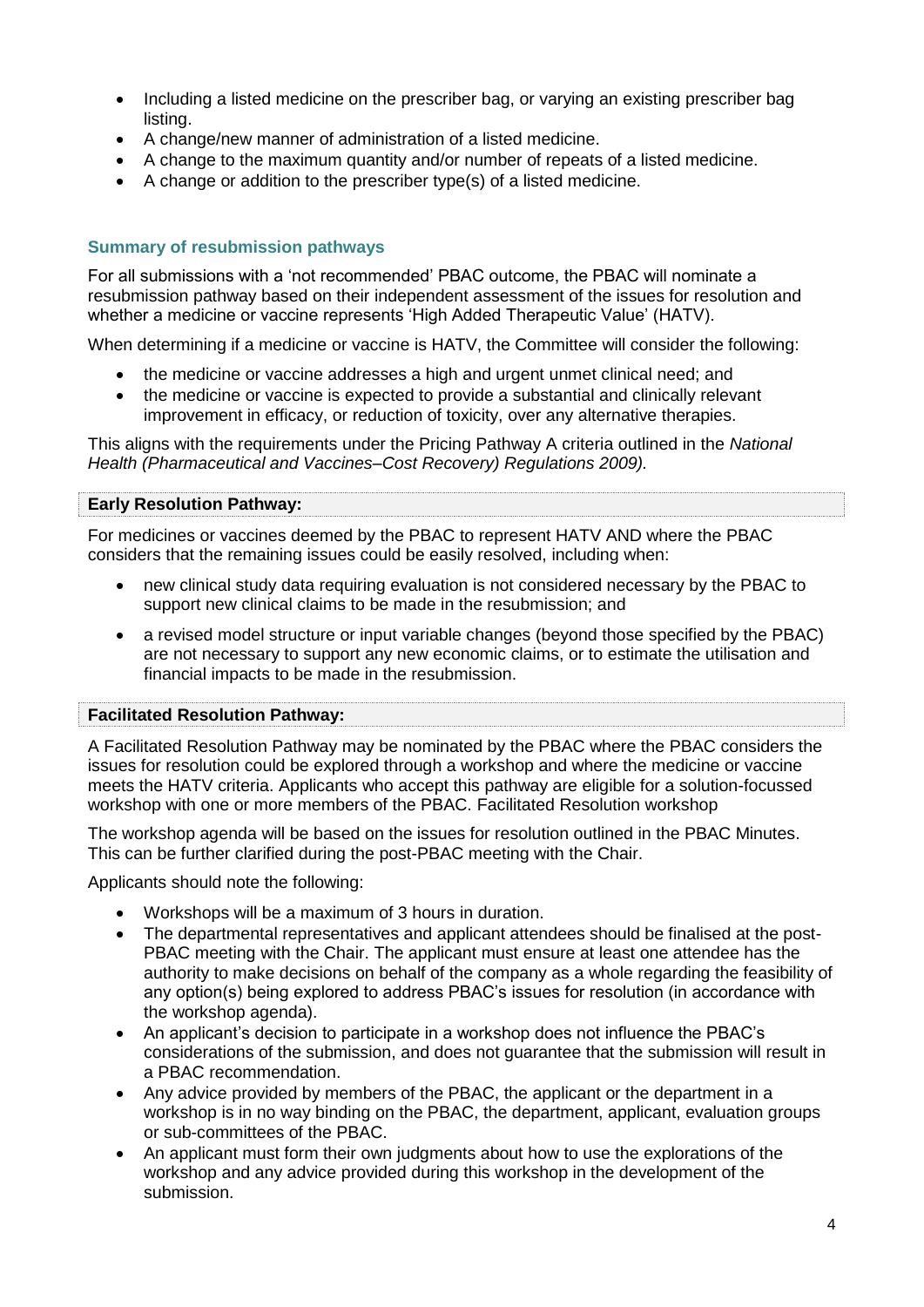- Including a listed medicine on the prescriber bag, or varying an existing prescriber bag listing.
- A change/new manner of administration of a listed medicine.
- A change to the maximum quantity and/or number of repeats of a listed medicine.
- A change or addition to the prescriber type(s) of a listed medicine.

### Summary of resubmission pathways

For all submissions with a 'not recommended' PBAC outcome, the PBAC will nominate a resubmission pathway based on their independent assessment of the issues for resolution and whether a medicine or vaccine represents 'High Added Therapeutic Value' (HATV).

When determining if a medicine or vaccine is HATV, the Committee will consider the following:

- the medicine or vaccine addresses a high and urgent unmet clinical need; and
- the medicine or vaccine is expected to provide a substantial and clinically relevant improvement in efficacy, or reduction of toxicity, over any alternative therapies.

This aligns with the requirements under the Pricing Pathway A criteria outlined in the *National Health (Pharmaceutical and Vaccines–Cost Recovery) Regulations 2009).*

#### Early Resolution Pathway:

For medicines or vaccines deemed by the PBAC to represent HATV AND where the PBAC considers that the remaining issues could be easily resolved, including when:

- new clinical study data requiring evaluation is not considered necessary by the PBAC to support new clinical claims to be made in the resubmission; and
- a revised model structure or input variable changes (beyond those specified by the PBAC) are not necessary to support any new economic claims, or to estimate the utilisation and financial impacts to be made in the resubmission.

#### Facilitated Resolution Pathway:

A Facilitated Resolution Pathway may be nominated by the PBAC where the PBAC considers the issues for resolution could be explored through a workshop and where the medicine or vaccine meets the HATV criteria. Applicants who accept this pathway are eligible for a solution-focussed workshop with one or more members of the PBAC. Facilitated Resolution workshop

The workshop agenda will be based on the issues for resolution outlined in the PBAC Minutes. This can be further clarified during the post-PBAC meeting with the Chair.

Applicants should note the following:

- Workshops will be a maximum of 3 hours in duration.
- The departmental representatives and applicant attendees should be finalised at the post-PBAC meeting with the Chair. The applicant must ensure at least one attendee has the authority to make decisions on behalf of the company as a whole regarding the feasibility of any option(s) being explored to address PBAC's issues for resolution (in accordance with the workshop agenda).
- An applicant's decision to participate in a workshop does not influence the PBAC's considerations of the submission, and does not guarantee that the submission will result in a PBAC recommendation.
- Any advice provided by members of the PBAC, the applicant or the department in a workshop is in no way binding on the PBAC, the department, applicant, evaluation groups or sub-committees of the PBAC.
- An applicant must form their own judgments about how to use the explorations of the workshop and any advice provided during this workshop in the development of the submission.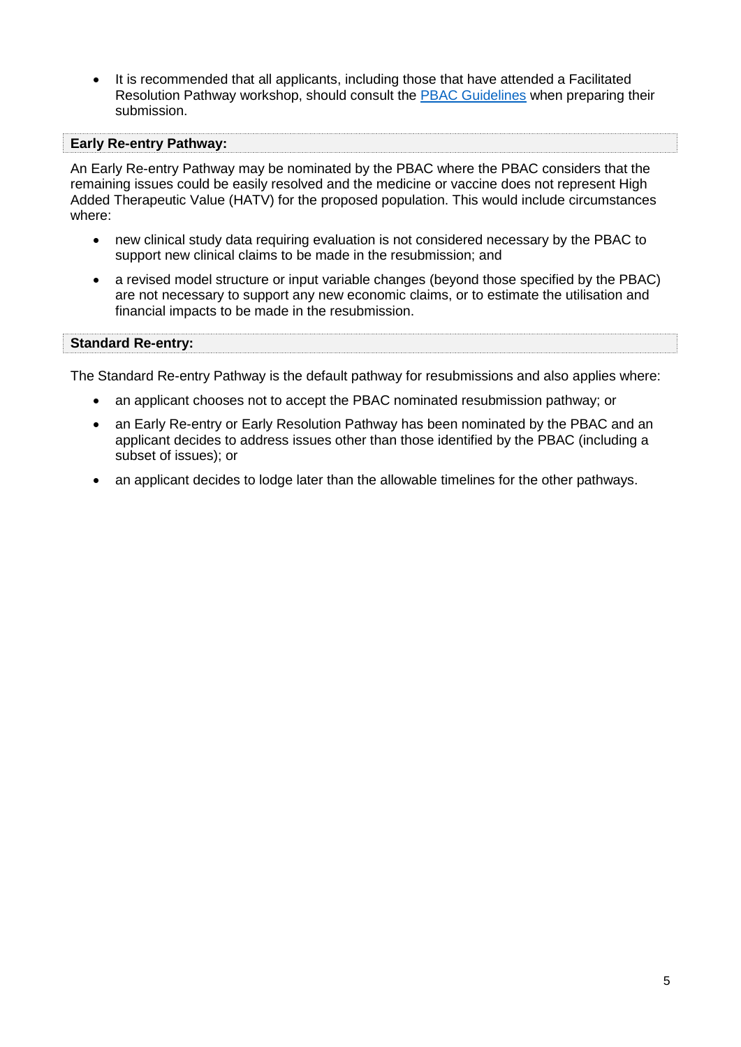- It is recommended that all applicants, including those that have attended a Facilitated Resolution Pathway workshop, should consult the [PBAC Guidelines](PBAC Guidelines) when preparing their submission.

**Early Re-entry Pathway:**

An Early Re-entry Pathway may be nominated by the PBAC where the PBAC considers that the remaining issues could be easily resolved and the medicine or vaccine does not represent High Added Therapeutic Value (HATV) for the proposed population. This would include circumstances where:

- new clinical study data requiring evaluation is not considered necessary by the PBAC to support new clinical claims to be made in the resubmission; and
- a revised model structure or input variable changes (beyond those specified by the PBAC) are not necessary to support any new economic claims, or to estimate the utilisation and financial impacts to be made in the resubmission.

**Standard Re-entry:**

The Standard Re-entry Pathway is the default pathway for resubmissions and also applies where:

- an applicant chooses not to accept the PBAC nominated resubmission pathway; or
- an Early Re-entry or Early Resolution Pathway has been nominated by the PBAC and an applicant decides to address issues other than those identified by the PBAC (including a subset of issues); or
- an applicant decides to lodge later than the allowable timelines for the other pathways.